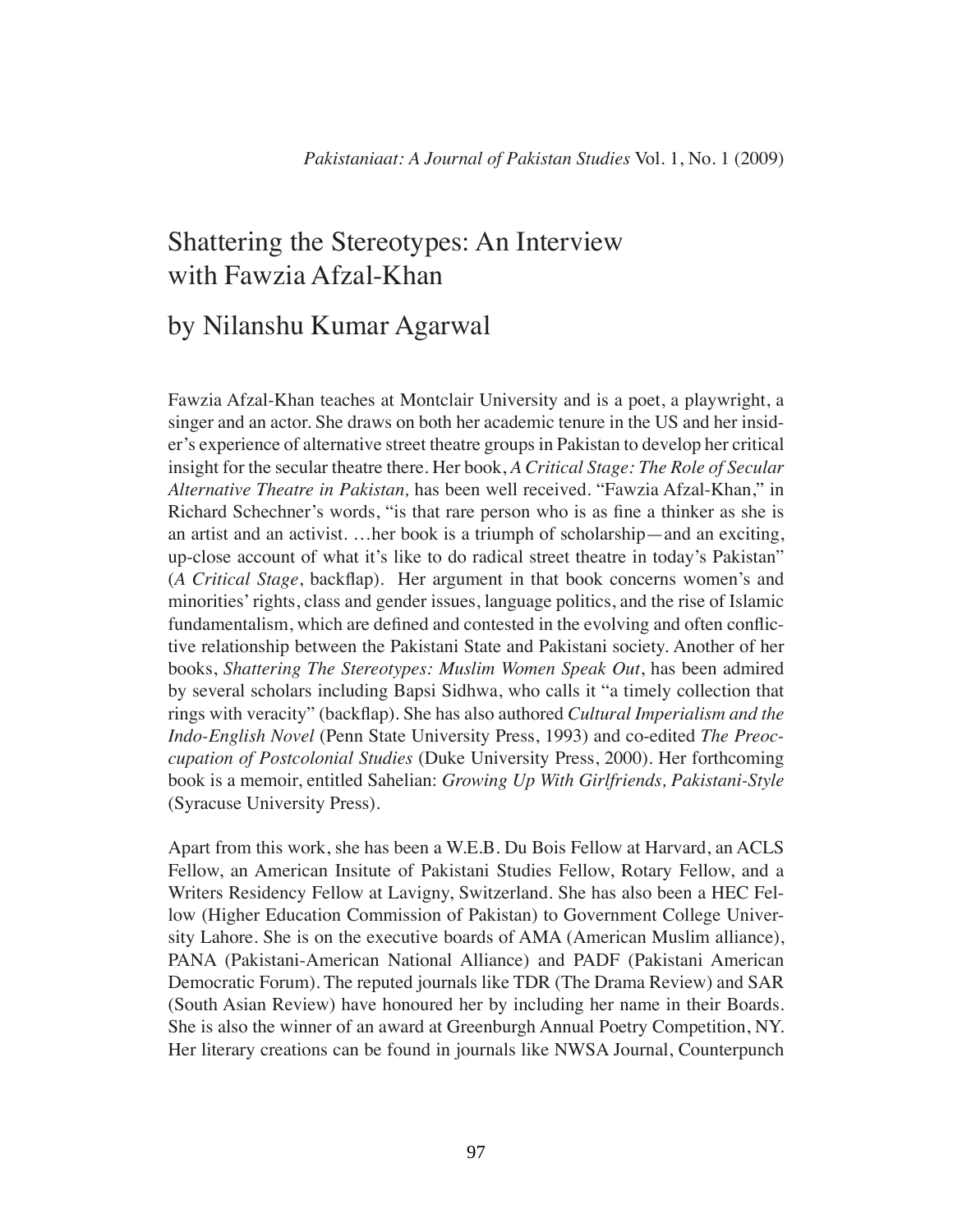# Shattering the Stereotypes: An Interview with Fawzia Afzal-Khan

## by Nilanshu Kumar Agarwal

Fawzia Afzal-Khan teaches at Montclair University and is a poet, a playwright, a singer and an actor. She draws on both her academic tenure in the US and her insider's experience of alternative street theatre groups in Pakistan to develop her critical insight for the secular theatre there. Her book, *A Critical Stage: The Role of Secular Alternative Theatre in Pakistan,* has been well received. "Fawzia Afzal-Khan," in Richard Schechner's words, "is that rare person who is as fine a thinker as she is an artist and an activist. …her book is a triumph of scholarship—and an exciting, up-close account of what it's like to do radical street theatre in today's Pakistan" (*A Critical Stage*, backflap). Her argument in that book concerns women's and minorities' rights, class and gender issues, language politics, and the rise of Islamic fundamentalism, which are defined and contested in the evolving and often conflictive relationship between the Pakistani State and Pakistani society. Another of her books, *Shattering The Stereotypes: Muslim Women Speak Out*, has been admired by several scholars including Bapsi Sidhwa, who calls it "a timely collection that rings with veracity" (backflap). She has also authored *Cultural Imperialism and the Indo-English Novel* (Penn State University Press, 1993) and co-edited *The Preoccupation of Postcolonial Studies* (Duke University Press, 2000). Her forthcoming book is a memoir, entitled Sahelian: *Growing Up With Girlfriends, Pakistani-Style* (Syracuse University Press).

Apart from this work, she has been a W.E.B. Du Bois Fellow at Harvard, an ACLS Fellow, an American Insitute of Pakistani Studies Fellow, Rotary Fellow, and a Writers Residency Fellow at Lavigny, Switzerland. She has also been a HEC Fellow (Higher Education Commission of Pakistan) to Government College University Lahore. She is on the executive boards of AMA (American Muslim alliance), PANA (Pakistani-American National Alliance) and PADF (Pakistani American Democratic Forum). The reputed journals like TDR (The Drama Review) and SAR (South Asian Review) have honoured her by including her name in their Boards. She is also the winner of an award at Greenburgh Annual Poetry Competition, NY. Her literary creations can be found in journals like NWSA Journal, Counterpunch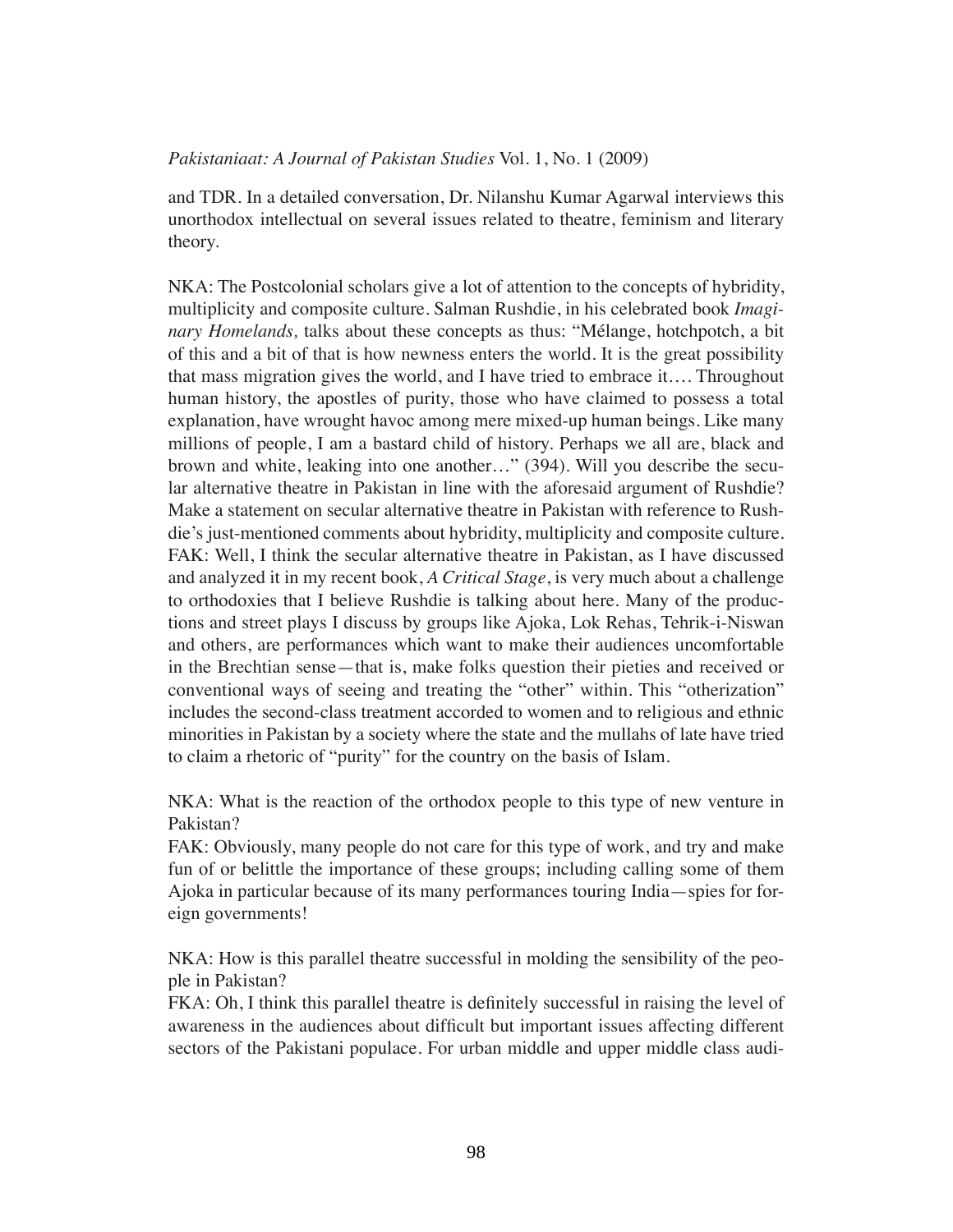and TDR. In a detailed conversation, Dr. Nilanshu Kumar Agarwal interviews this unorthodox intellectual on several issues related to theatre, feminism and literary theory.

NKA: The Postcolonial scholars give a lot of attention to the concepts of hybridity, multiplicity and composite culture. Salman Rushdie, in his celebrated book *Imaginary Homelands,* talks about these concepts as thus: "Mélange, hotchpotch, a bit of this and a bit of that is how newness enters the world. It is the great possibility that mass migration gives the world, and I have tried to embrace it.... Throughout human history, the apostles of purity, those who have claimed to possess a total explanation, have wrought havoc among mere mixed-up human beings. Like many millions of people, I am a bastard child of history. Perhaps we all are, black and brown and white, leaking into one another…" (394). Will you describe the secular alternative theatre in Pakistan in line with the aforesaid argument of Rushdie? Make a statement on secular alternative theatre in Pakistan with reference to Rushdie's just-mentioned comments about hybridity, multiplicity and composite culture.
FAK: Well, I think the secular alternative theatre in Pakistan, as I have discussed and analyzed it in my recent book, *A Critical Stage*, is very much about a challenge to orthodoxies that I believe Rushdie is talking about here. Many of the productions and street plays I discuss by groups like Ajoka, Lok Rehas, Tehrik-i-Niswan and others, are performances which want to make their audiences uncomfortable in the Brechtian sense—that is, make folks question their pieties and received or conventional ways of seeing and treating the "other" within. This "otherization" includes the second-class treatment accorded to women and to religious and ethnic minorities in Pakistan by a society where the state and the mullahs of late have tried to claim a rhetoric of "purity" for the country on the basis of Islam.

NKA: What is the reaction of the orthodox people to this type of new venture in Pakistan?
FAK: Obviously, many people do not care for this type of work, and try and make fun of or belittle the importance of these groups; including calling some of them Ajoka in particular because of its many performances touring India—spies for foreign governments!

NKA: How is this parallel theatre successful in molding the sensibility of the people in Pakistan?
FKA: Oh, I think this parallel theatre is definitely successful in raising the level of awareness in the audiences about difficult but important issues affecting different sectors of the Pakistani populace. For urban middle and upper middle class audi-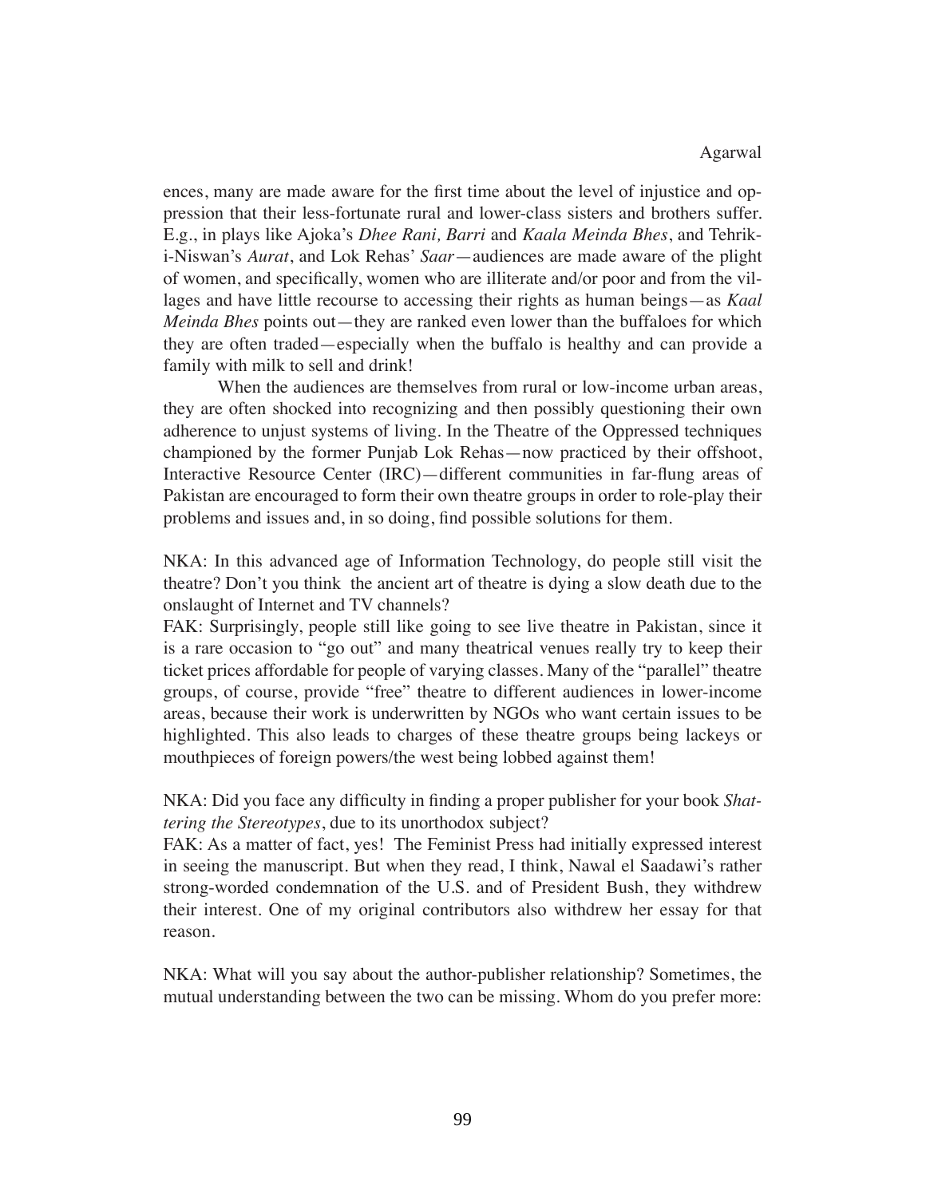ences, many are made aware for the first time about the level of injustice and oppression that their less-fortunate rural and lower-class sisters and brothers suffer. E.g., in plays like Ajoka's *Dhee Rani, Barri* and *Kaala Meinda Bhes*, and Tehrik-i-Niswan's *Aurat*, and Lok Rehas' *Saar*—audiences are made aware of the plight of women, and specifically, women who are illiterate and/or poor and from the villages and have little recourse to accessing their rights as human beings—as *Kaal Meinda Bhes* points out—they are ranked even lower than the buffaloes for which they are often traded—especially when the buffalo is healthy and can provide a family with milk to sell and drink!

When the audiences are themselves from rural or low-income urban areas, they are often shocked into recognizing and then possibly questioning their own adherence to unjust systems of living. In the Theatre of the Oppressed techniques championed by the former Punjab Lok Rehas—now practiced by their offshoot, Interactive Resource Center (IRC)—different communities in far-flung areas of Pakistan are encouraged to form their own theatre groups in order to role-play their problems and issues and, in so doing, find possible solutions for them.

NKA: In this advanced age of Information Technology, do people still visit the theatre? Don't you think the ancient art of theatre is dying a slow death due to the onslaught of Internet and TV channels?

FAK: Surprisingly, people still like going to see live theatre in Pakistan, since it is a rare occasion to "go out" and many theatrical venues really try to keep their ticket prices affordable for people of varying classes. Many of the "parallel" theatre groups, of course, provide "free" theatre to different audiences in lower-income areas, because their work is underwritten by NGOs who want certain issues to be highlighted. This also leads to charges of these theatre groups being lackeys or mouthpieces of foreign powers/the west being lobbed against them!

NKA: Did you face any difficulty in finding a proper publisher for your book *Shattering the Stereotypes*, due to its unorthodox subject?

FAK: As a matter of fact, yes! The Feminist Press had initially expressed interest in seeing the manuscript. But when they read, I think, Nawal el Saadawi's rather strong-worded condemnation of the U.S. and of President Bush, they withdrew their interest. One of my original contributors also withdrew her essay for that reason.

NKA: What will you say about the author-publisher relationship? Sometimes, the mutual understanding between the two can be missing. Whom do you prefer more: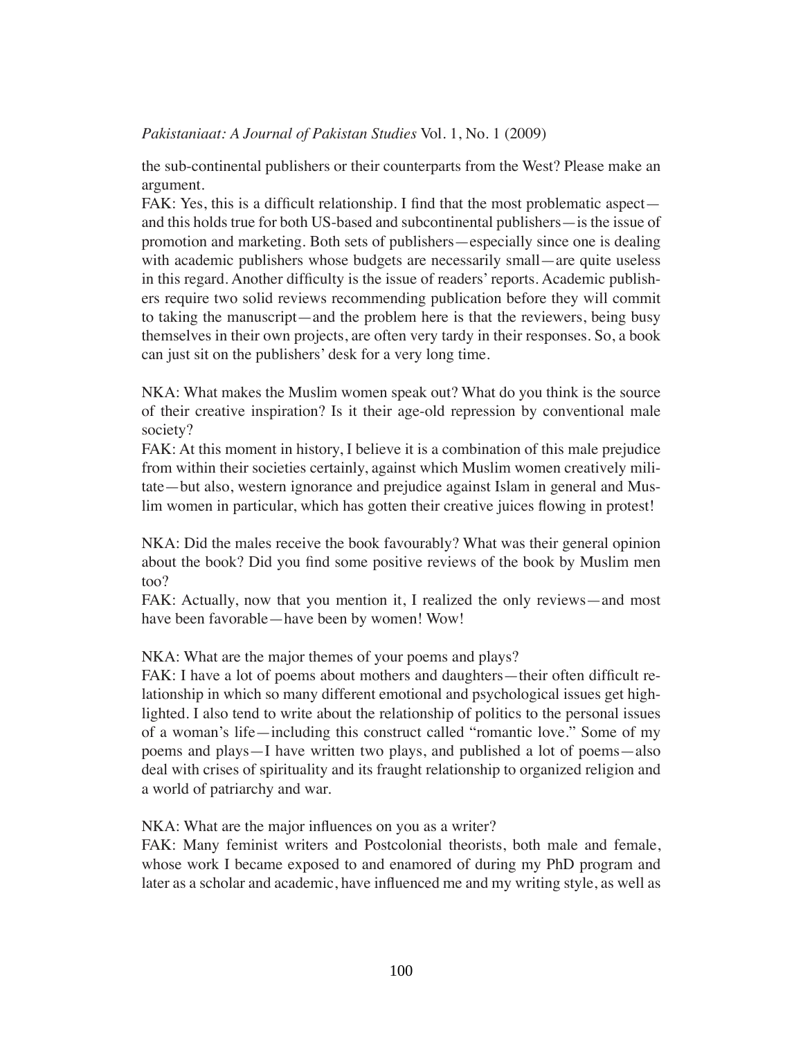the sub-continental publishers or their counterparts from the West? Please make an argument.

FAK: Yes, this is a difficult relationship. I find that the most problematic aspect—and this holds true for both US-based and subcontinental publishers—is the issue of promotion and marketing. Both sets of publishers—especially since one is dealing with academic publishers whose budgets are necessarily small—are quite useless in this regard. Another difficulty is the issue of readers' reports. Academic publishers require two solid reviews recommending publication before they will commit to taking the manuscript—and the problem here is that the reviewers, being busy themselves in their own projects, are often very tardy in their responses. So, a book can just sit on the publishers' desk for a very long time.

NKA: What makes the Muslim women speak out? What do you think is the source of their creative inspiration? Is it their age-old repression by conventional male society?

FAK: At this moment in history, I believe it is a combination of this male prejudice from within their societies certainly, against which Muslim women creatively militate—but also, western ignorance and prejudice against Islam in general and Muslim women in particular, which has gotten their creative juices flowing in protest!

NKA: Did the males receive the book favourably? What was their general opinion about the book? Did you find some positive reviews of the book by Muslim men too?

FAK: Actually, now that you mention it, I realized the only reviews—and most have been favorable—have been by women! Wow!

NKA: What are the major themes of your poems and plays?

FAK: I have a lot of poems about mothers and daughters—their often difficult relationship in which so many different emotional and psychological issues get highlighted. I also tend to write about the relationship of politics to the personal issues of a woman's life—including this construct called "romantic love." Some of my poems and plays—I have written two plays, and published a lot of poems—also deal with crises of spirituality and its fraught relationship to organized religion and a world of patriarchy and war.

NKA: What are the major influences on you as a writer?

FAK: Many feminist writers and Postcolonial theorists, both male and female, whose work I became exposed to and enamored of during my PhD program and later as a scholar and academic, have influenced me and my writing style, as well as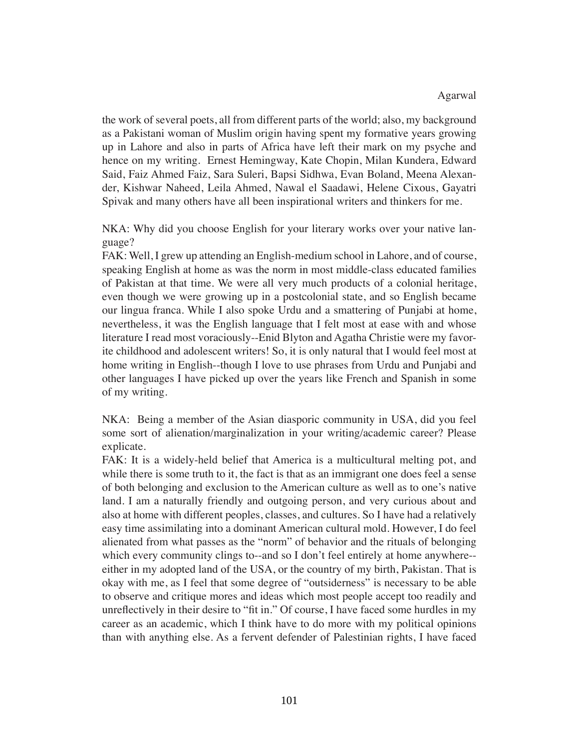the work of several poets, all from different parts of the world; also, my background as a Pakistani woman of Muslim origin having spent my formative years growing up in Lahore and also in parts of Africa have left their mark on my psyche and hence on my writing. Ernest Hemingway, Kate Chopin, Milan Kundera, Edward Said, Faiz Ahmed Faiz, Sara Suleri, Bapsi Sidhwa, Evan Boland, Meena Alexander, Kishwar Naheed, Leila Ahmed, Nawal el Saadawi, Helene Cixous, Gayatri Spivak and many others have all been inspirational writers and thinkers for me.

NKA: Why did you choose English for your literary works over your native language?

FAK: Well, I grew up attending an English-medium school in Lahore, and of course, speaking English at home as was the norm in most middle-class educated families of Pakistan at that time. We were all very much products of a colonial heritage, even though we were growing up in a postcolonial state, and so English became our lingua franca. While I also spoke Urdu and a smattering of Punjabi at home, nevertheless, it was the English language that I felt most at ease with and whose literature I read most voraciously--Enid Blyton and Agatha Christie were my favorite childhood and adolescent writers! So, it is only natural that I would feel most at home writing in English--though I love to use phrases from Urdu and Punjabi and other languages I have picked up over the years like French and Spanish in some of my writing.

NKA: Being a member of the Asian diasporic community in USA, did you feel some sort of alienation/marginalization in your writing/academic career? Please explicate.

FAK: It is a widely-held belief that America is a multicultural melting pot, and while there is some truth to it, the fact is that as an immigrant one does feel a sense of both belonging and exclusion to the American culture as well as to one's native land. I am a naturally friendly and outgoing person, and very curious about and also at home with different peoples, classes, and cultures. So I have had a relatively easy time assimilating into a dominant American cultural mold. However, I do feel alienated from what passes as the "norm" of behavior and the rituals of belonging which every community clings to--and so I don't feel entirely at home anywhere--either in my adopted land of the USA, or the country of my birth, Pakistan. That is okay with me, as I feel that some degree of "outsiderness" is necessary to be able to observe and critique mores and ideas which most people accept too readily and unreflectively in their desire to "fit in." Of course, I have faced some hurdles in my career as an academic, which I think have to do more with my political opinions than with anything else. As a fervent defender of Palestinian rights, I have faced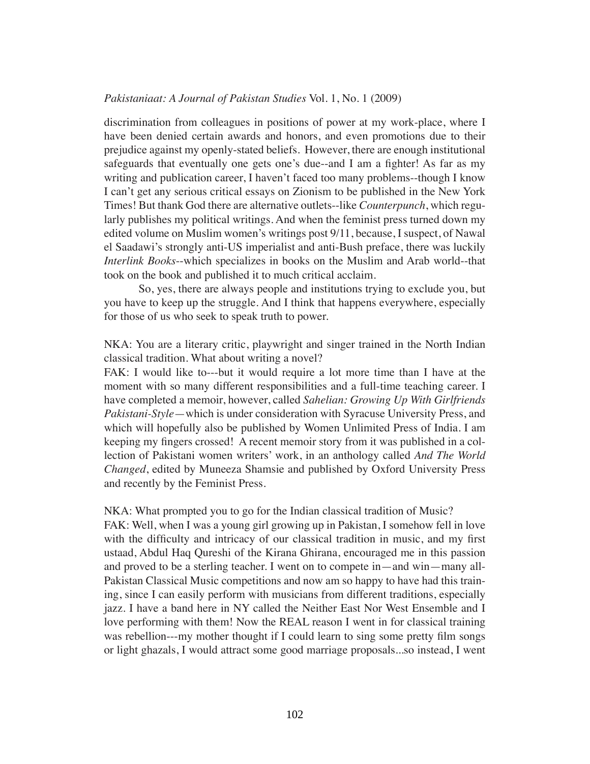discrimination from colleagues in positions of power at my work-place, where I have been denied certain awards and honors, and even promotions due to their prejudice against my openly-stated beliefs. However, there are enough institutional safeguards that eventually one gets one's due--and I am a fighter! As far as my writing and publication career, I haven't faced too many problems--though I know I can't get any serious critical essays on Zionism to be published in the New York Times! But thank God there are alternative outlets--like *Counterpunch*, which regularly publishes my political writings. And when the feminist press turned down my edited volume on Muslim women's writings post 9/11, because, I suspect, of Nawal el Saadawi's strongly anti-US imperialist and anti-Bush preface, there was luckily *Interlink Books*--which specializes in books on the Muslim and Arab world--that took on the book and published it to much critical acclaim.

So, yes, there are always people and institutions trying to exclude you, but you have to keep up the struggle. And I think that happens everywhere, especially for those of us who seek to speak truth to power.

NKA: You are a literary critic, playwright and singer trained in the North Indian classical tradition. What about writing a novel?

FAK: I would like to---but it would require a lot more time than I have at the moment with so many different responsibilities and a full-time teaching career. I have completed a memoir, however, called *Sahelian: Growing Up With Girlfriends Pakistani-Style*—which is under consideration with Syracuse University Press, and which will hopefully also be published by Women Unlimited Press of India. I am keeping my fingers crossed! A recent memoir story from it was published in a collection of Pakistani women writers' work, in an anthology called *And The World Changed*, edited by Muneeza Shamsie and published by Oxford University Press and recently by the Feminist Press.

NKA: What prompted you to go for the Indian classical tradition of Music?

FAK: Well, when I was a young girl growing up in Pakistan, I somehow fell in love with the difficulty and intricacy of our classical tradition in music, and my first ustaad, Abdul Haq Qureshi of the Kirana Ghirana, encouraged me in this passion and proved to be a sterling teacher. I went on to compete in—and win—many all-Pakistan Classical Music competitions and now am so happy to have had this training, since I can easily perform with musicians from different traditions, especially jazz. I have a band here in NY called the Neither East Nor West Ensemble and I love performing with them! Now the REAL reason I went in for classical training was rebellion---my mother thought if I could learn to sing some pretty film songs or light ghazals, I would attract some good marriage proposals...so instead, I went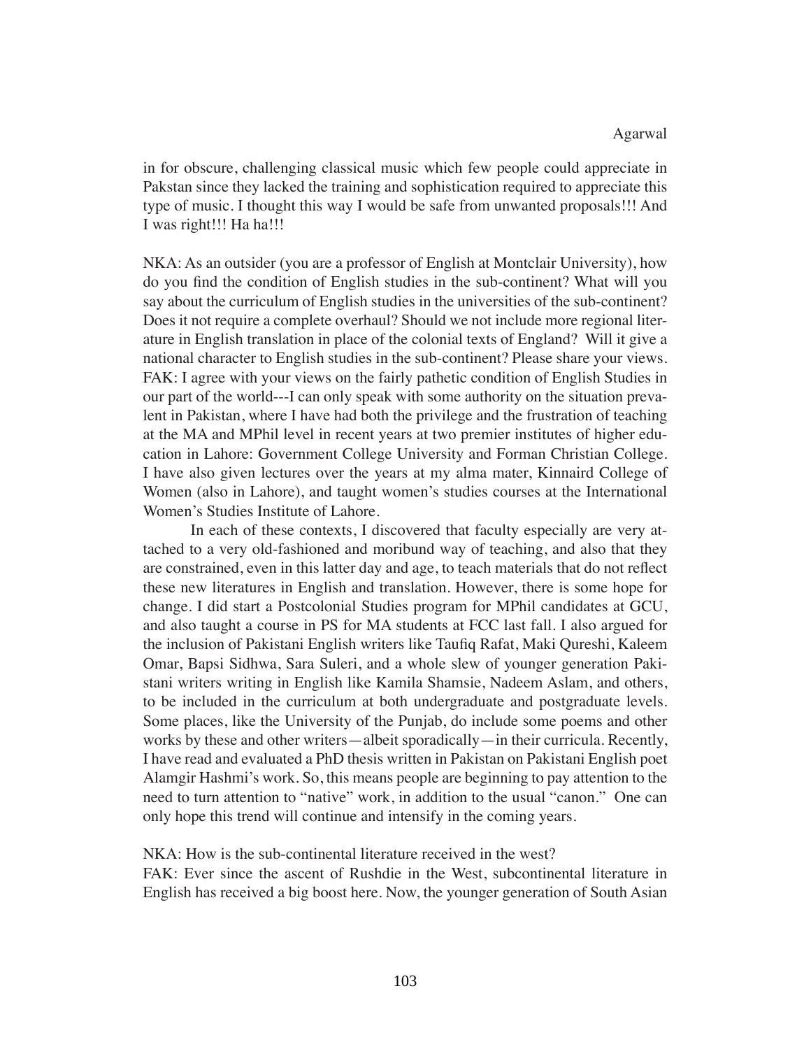in for obscure, challenging classical music which few people could appreciate in Pakstan since they lacked the training and sophistication required to appreciate this type of music. I thought this way I would be safe from unwanted proposals!!! And I was right!!! Ha ha!!!

NKA: As an outsider (you are a professor of English at Montclair University), how do you find the condition of English studies in the sub-continent? What will you say about the curriculum of English studies in the universities of the sub-continent? Does it not require a complete overhaul? Should we not include more regional literature in English translation in place of the colonial texts of England? Will it give a national character to English studies in the sub-continent? Please share your views.
FAK: I agree with your views on the fairly pathetic condition of English Studies in our part of the world---I can only speak with some authority on the situation prevalent in Pakistan, where I have had both the privilege and the frustration of teaching at the MA and MPhil level in recent years at two premier institutes of higher education in Lahore: Government College University and Forman Christian College. I have also given lectures over the years at my alma mater, Kinnaird College of Women (also in Lahore), and taught women's studies courses at the International Women's Studies Institute of Lahore.

In each of these contexts, I discovered that faculty especially are very attached to a very old-fashioned and moribund way of teaching, and also that they are constrained, even in this latter day and age, to teach materials that do not reflect these new literatures in English and translation. However, there is some hope for change. I did start a Postcolonial Studies program for MPhil candidates at GCU, and also taught a course in PS for MA students at FCC last fall. I also argued for the inclusion of Pakistani English writers like Taufiq Rafat, Maki Qureshi, Kaleem Omar, Bapsi Sidhwa, Sara Suleri, and a whole slew of younger generation Pakistani writers writing in English like Kamila Shamsie, Nadeem Aslam, and others, to be included in the curriculum at both undergraduate and postgraduate levels. Some places, like the University of the Punjab, do include some poems and other works by these and other writers—albeit sporadically—in their curricula. Recently, I have read and evaluated a PhD thesis written in Pakistan on Pakistani English poet Alamgir Hashmi's work. So, this means people are beginning to pay attention to the need to turn attention to "native" work, in addition to the usual "canon." One can only hope this trend will continue and intensify in the coming years.

NKA: How is the sub-continental literature received in the west?
FAK: Ever since the ascent of Rushdie in the West, subcontinental literature in English has received a big boost here. Now, the younger generation of South Asian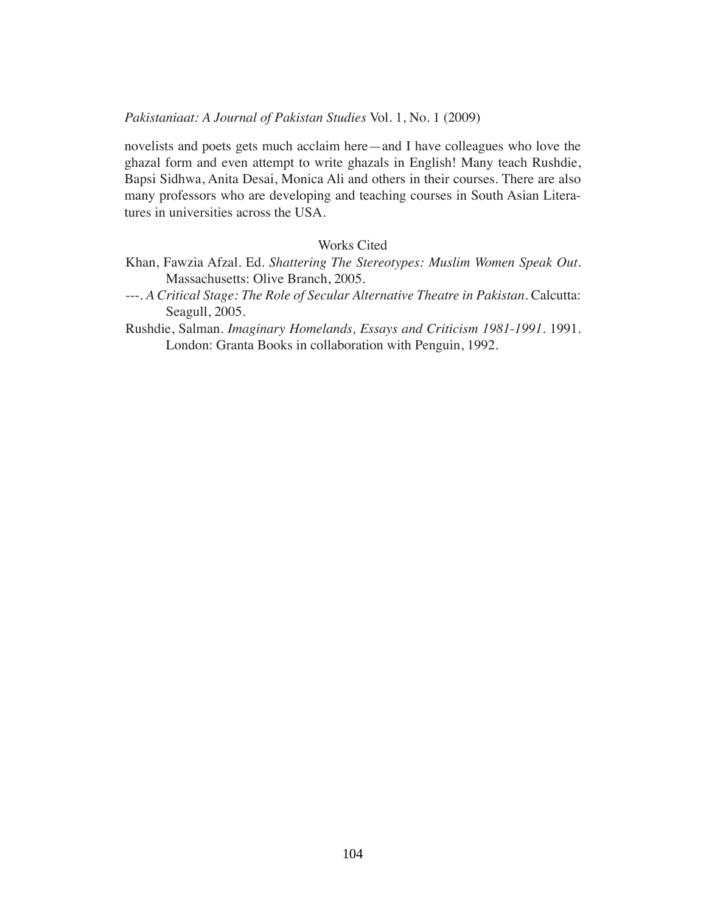novelists and poets gets much acclaim here—and I have colleagues who love the ghazal form and even attempt to write ghazals in English! Many teach Rushdie, Bapsi Sidhwa, Anita Desai, Monica Ali and others in their courses. There are also many professors who are developing and teaching courses in South Asian Literatures in universities across the USA.

## Works Cited

Khan, Fawzia Afzal. Ed. *Shattering The Stereotypes: Muslim Women Speak Out.* Massachusetts: Olive Branch, 2005.

---. *A Critical Stage: The Role of Secular Alternative Theatre in Pakistan.* Calcutta: Seagull, 2005.

Rushdie, Salman. *Imaginary Homelands, Essays and Criticism 1981-1991.* 1991. London: Granta Books in collaboration with Penguin, 1992.